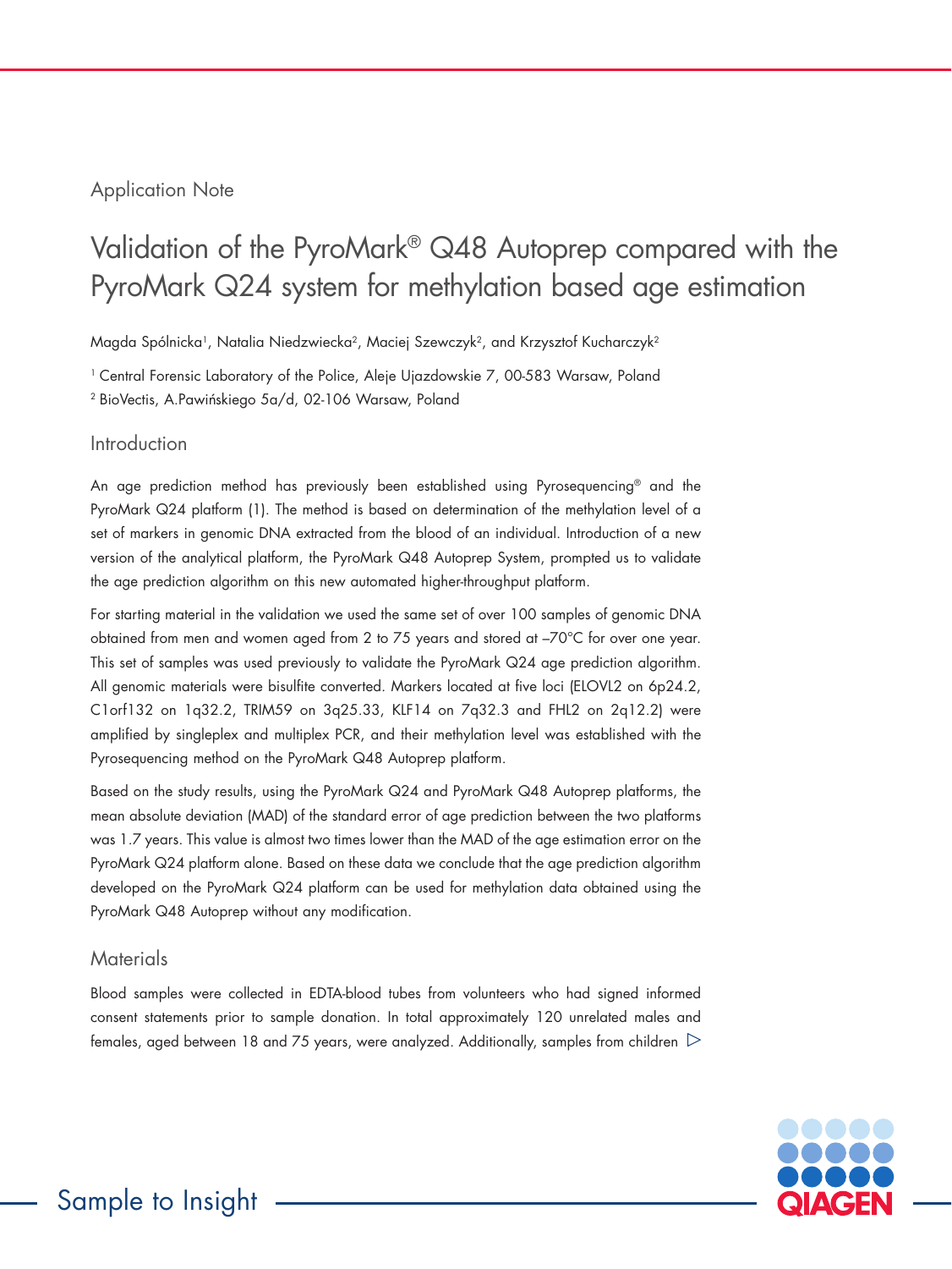Application Note

# Validation of the PyroMark® Q48 Autoprep compared with the PyroMark Q24 system for methylation based age estimation

Magda Spólnicka[1], Natalia Niedzwiecka[2], Maciej Szewczyk[2], and Krzysztof Kucharczyk[2]

[1] Central Forensic Laboratory of the Police, Aleje Ujazdowskie 7, 00-583 Warsaw, Poland
[2] BioVectis, A.Pawińskiego 5a/d, 02-106 Warsaw, Poland

## Introduction

An age prediction method has previously been established using Pyrosequencing® and the PyroMark Q24 platform (1). The method is based on determination of the methylation level of a set of markers in genomic DNA extracted from the blood of an individual. Introduction of a new version of the analytical platform, the PyroMark Q48 Autoprep System, prompted us to validate the age prediction algorithm on this new automated higher-throughput platform.

For starting material in the validation we used the same set of over 100 samples of genomic DNA obtained from men and women aged from 2 to 75 years and stored at –70°C for over one year. This set of samples was used previously to validate the PyroMark Q24 age prediction algorithm. All genomic materials were bisulfite converted. Markers located at five loci (ELOVL2 on 6p24.2, C1orf132 on 1q32.2, TRIM59 on 3q25.33, KLF14 on 7q32.3 and FHL2 on 2q12.2) were amplified by singleplex and multiplex PCR, and their methylation level was established with the Pyrosequencing method on the PyroMark Q48 Autoprep platform.

Based on the study results, using the PyroMark Q24 and PyroMark Q48 Autoprep platforms, the mean absolute deviation (MAD) of the standard error of age prediction between the two platforms was 1.7 years. This value is almost two times lower than the MAD of the age estimation error on the PyroMark Q24 platform alone. Based on these data we conclude that the age prediction algorithm developed on the PyroMark Q24 platform can be used for methylation data obtained using the PyroMark Q48 Autoprep without any modification.

## Materials

Blood samples were collected in EDTA-blood tubes from volunteers who had signed informed consent statements prior to sample donation. In total approximately 120 unrelated males and females, aged between 18 and 75 years, were analyzed. Additionally, samples from children ▷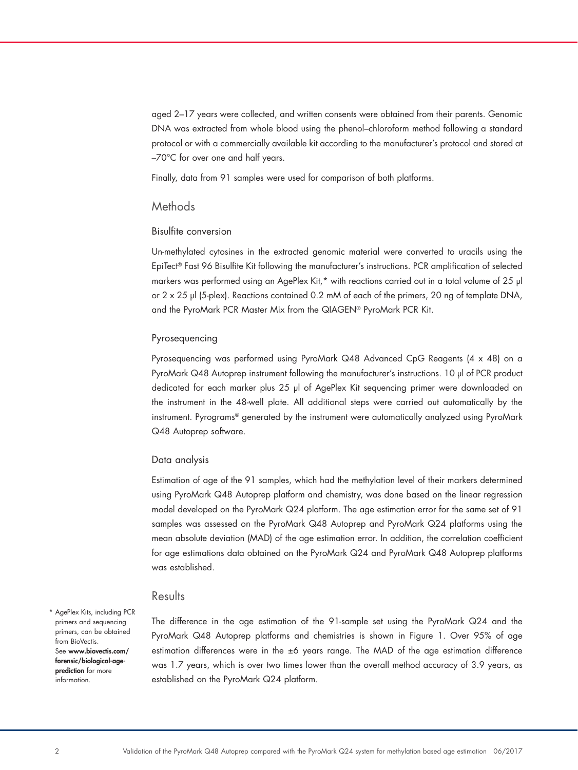aged 2–17 years were collected, and written consents were obtained from their parents. Genomic DNA was extracted from whole blood using the phenol–chloroform method following a standard protocol or with a commercially available kit according to the manufacturer's protocol and stored at –70°C for over one and half years.

Finally, data from 91 samples were used for comparison of both platforms.

## Methods

### Bisulfite conversion

Un-methylated cytosines in the extracted genomic material were converted to uracils using the EpiTect® Fast 96 Bisulfite Kit following the manufacturer's instructions. PCR amplification of selected markers was performed using an AgePlex Kit,* with reactions carried out in a total volume of 25 µl or 2 x 25 µl (5-plex). Reactions contained 0.2 mM of each of the primers, 20 ng of template DNA, and the PyroMark PCR Master Mix from the QIAGEN® PyroMark PCR Kit.

### Pyrosequencing

Pyrosequencing was performed using PyroMark Q48 Advanced CpG Reagents (4 x 48) on a PyroMark Q48 Autoprep instrument following the manufacturer's instructions. 10 µl of PCR product dedicated for each marker plus 25 µl of AgePlex Kit sequencing primer were downloaded on the instrument in the 48-well plate. All additional steps were carried out automatically by the instrument. Pyrograms® generated by the instrument were automatically analyzed using PyroMark Q48 Autoprep software.

### Data analysis

Estimation of age of the 91 samples, which had the methylation level of their markers determined using PyroMark Q48 Autoprep platform and chemistry, was done based on the linear regression model developed on the PyroMark Q24 platform. The age estimation error for the same set of 91 samples was assessed on the PyroMark Q48 Autoprep and PyroMark Q24 platforms using the mean absolute deviation (MAD) of the age estimation error. In addition, the correlation coefficient for age estimations data obtained on the PyroMark Q24 and PyroMark Q48 Autoprep platforms was established.

## Results

The difference in the age estimation of the 91-sample set using the PyroMark Q24 and the PyroMark Q48 Autoprep platforms and chemistries is shown in Figure 1. Over 95% of age estimation differences were in the ±6 years range. The MAD of the age estimation difference was 1.7 years, which is over two times lower than the overall method accuracy of 3.9 years, as established on the PyroMark Q24 platform.

* AgePlex Kits, including PCR primers and sequencing primers, can be obtained from BioVectis. See **www.biovectis.com/forensic/biological-age-prediction** for more information.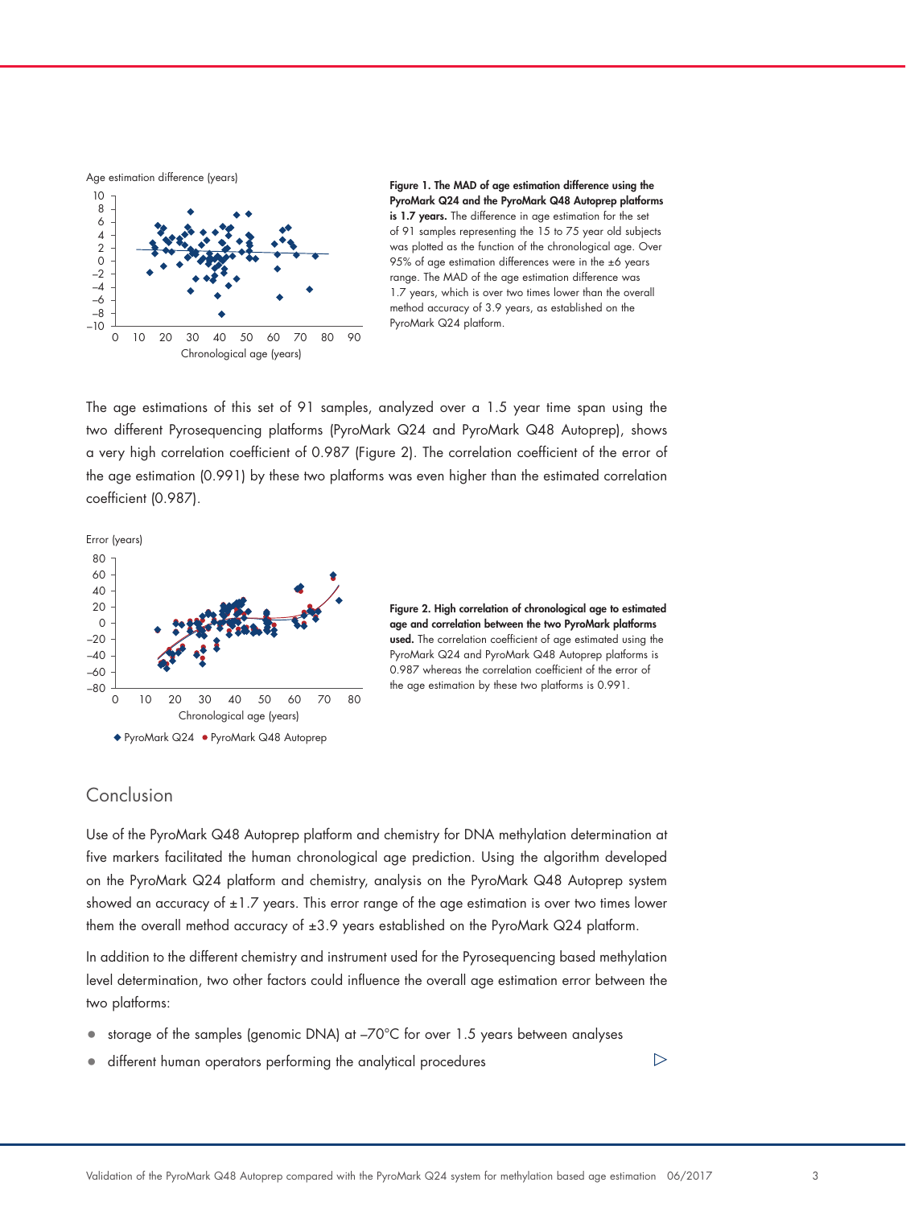**Figure 1. The MAD of age estimation difference using the PyroMark Q24 and the PyroMark Q48 Autoprep platforms is 1.7 years.** The difference in age estimation for the set of 91 samples representing the 15 to 75 year old subjects was plotted as the function of the chronological age. Over 95% of age estimation differences were in the ±6 years range. The MAD of the age estimation difference was 1.7 years, which is over two times lower than the overall method accuracy of 3.9 years, as established on the PyroMark Q24 platform.

The age estimations of this set of 91 samples, analyzed over a 1.5 year time span using the two different Pyrosequencing platforms (PyroMark Q24 and PyroMark Q48 Autoprep), shows a very high correlation coefficient of 0.987 (Figure 2). The correlation coefficient of the error of the age estimation (0.991) by these two platforms was even higher than the estimated correlation coefficient (0.987).

**Figure 2. High correlation of chronological age to estimated age and correlation between the two PyroMark platforms used.** The correlation coefficient of age estimated using the PyroMark Q24 and PyroMark Q48 Autoprep platforms is 0.987 whereas the correlation coefficient of the error of the age estimation by these two platforms is 0.991.

## Conclusion

Use of the PyroMark Q48 Autoprep platform and chemistry for DNA methylation determination at five markers facilitated the human chronological age prediction. Using the algorithm developed on the PyroMark Q24 platform and chemistry, analysis on the PyroMark Q48 Autoprep system showed an accuracy of ±1.7 years. This error range of the age estimation is over two times lower them the overall method accuracy of ±3.9 years established on the PyroMark Q24 platform.

In addition to the different chemistry and instrument used for the Pyrosequencing based methylation level determination, two other factors could influence the overall age estimation error between the two platforms:

- storage of the samples (genomic DNA) at –70°C for over 1.5 years between analyses
- different human operators performing the analytical procedures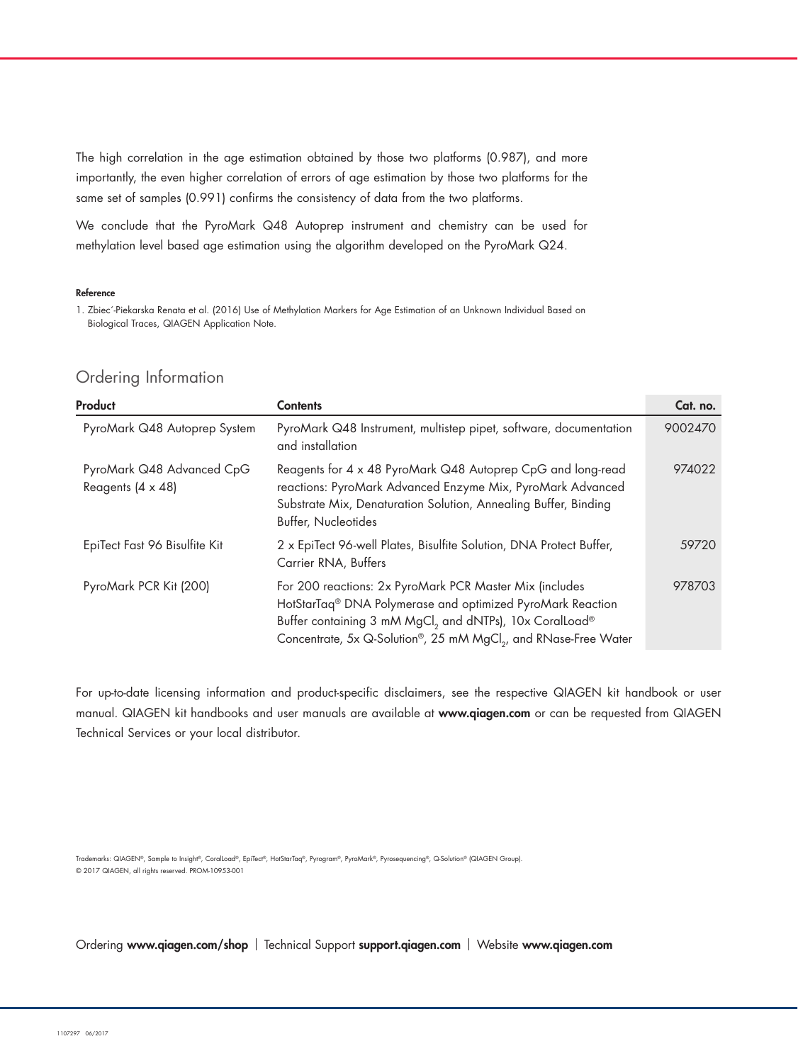The high correlation in the age estimation obtained by those two platforms (0.987), and more importantly, the even higher correlation of errors of age estimation by those two platforms for the same set of samples (0.991) confirms the consistency of data from the two platforms.

We conclude that the PyroMark Q48 Autoprep instrument and chemistry can be used for methylation level based age estimation using the algorithm developed on the PyroMark Q24.

**Reference**

1. Zbieć-Piekarska Renata et al. (2016) Use of Methylation Markers for Age Estimation of an Unknown Individual Based on Biological Traces, QIAGEN Application Note.

## Ordering Information

| Product | Contents | Cat. no. |
|---|---|---|
| PyroMark Q48 Autoprep System | PyroMark Q48 Instrument, multistep pipet, software, documentation and installation | 9002470 |
| PyroMark Q48 Advanced CpG Reagents (4 x 48) | Reagents for 4 x 48 PyroMark Q48 Autoprep CpG and long-read reactions: PyroMark Advanced Enzyme Mix, PyroMark Advanced Substrate Mix, Denaturation Solution, Annealing Buffer, Binding Buffer, Nucleotides | 974022 |
| EpiTect Fast 96 Bisulfite Kit | 2 x EpiTect 96-well Plates, Bisulfite Solution, DNA Protect Buffer, Carrier RNA, Buffers | 59720 |
| PyroMark PCR Kit (200) | For 200 reactions: 2x PyroMark PCR Master Mix (includes HotStarTaq® DNA Polymerase and optimized PyroMark Reaction Buffer containing 3 mM $MgCl_2$ and dNTPs), 10x CoralLoad® Concentrate, 5x Q-Solution®, 25 mM $MgCl_2$, and RNase-Free Water | 978703 |

For up-to-date licensing information and product-specific disclaimers, see the respective QIAGEN kit handbook or user manual. QIAGEN kit handbooks and user manuals are available at **www.qiagen.com** or can be requested from QIAGEN Technical Services or your local distributor.

Trademarks: QIAGEN®, Sample to Insight®, CoralLoad®, EpiTect®, HotStarTaq®, Pyrogram®, PyroMark®, Pyrosequencing®, Q-Solution® (QIAGEN Group).
© 2017 QIAGEN, all rights reserved. PROM-10953-001

Ordering **www.qiagen.com/shop** | Technical Support **support.qiagen.com** | Website **www.qiagen.com**

1107297 06/2017